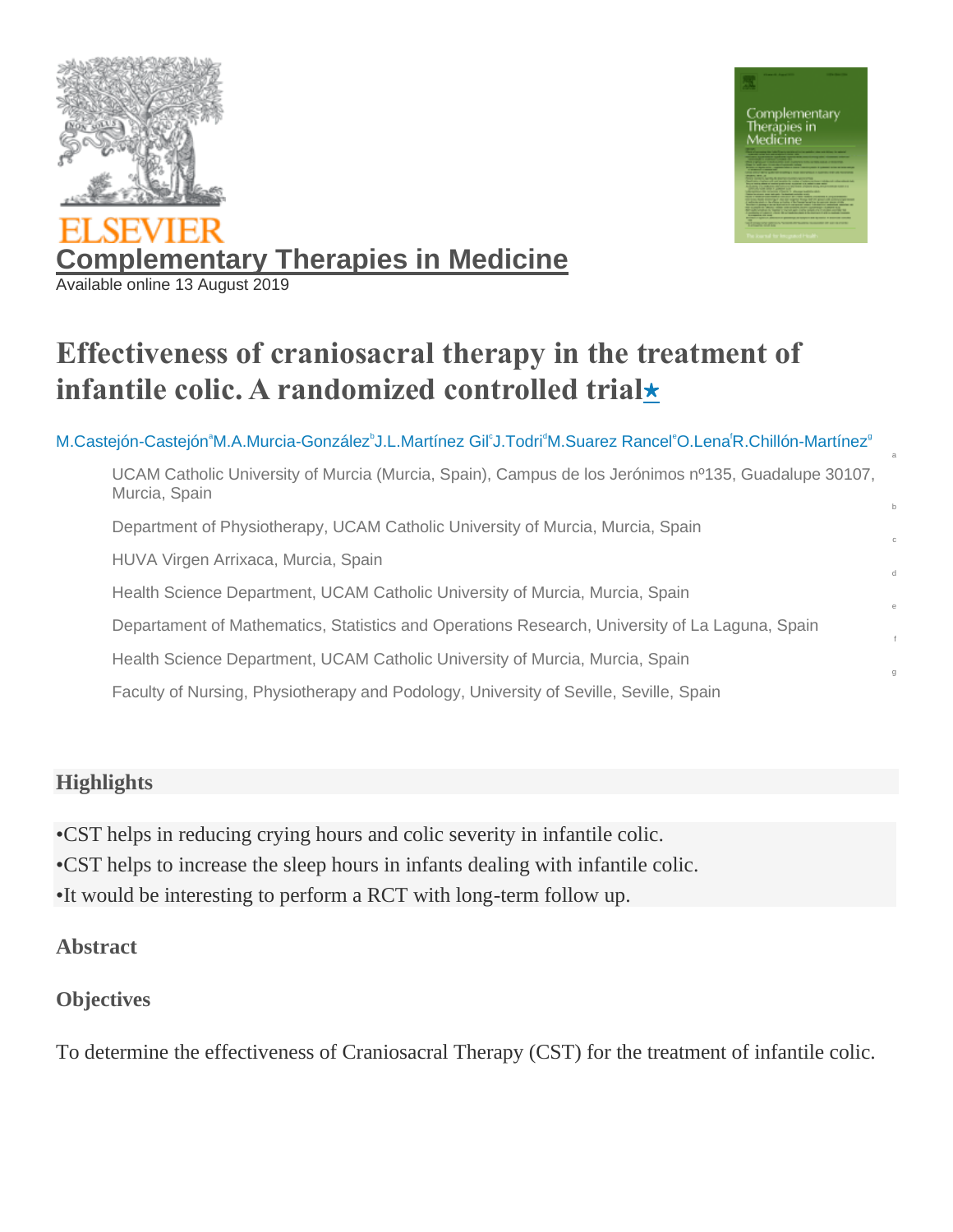ELSEVIER

**Complementary Therapies in Medicine**

Available online 13 August 2019

# Effectiveness of craniosacral therapy in the treatment of infantile colic. A randomized controlled trial★

M.Castejón-Castejón[a] M.A.Murcia-González[b] J.L.Martínez Gil[c] J.Todri[d] M.Suarez Rancel[e] O.Lena[f] R.Chillón-Martínez[g]

[a] UCAM Catholic University of Murcia (Murcia, Spain), Campus de los Jerónimos nº135, Guadalupe 30107, Murcia, Spain

[b] Department of Physiotherapy, UCAM Catholic University of Murcia, Murcia, Spain

[c] HUVA Virgen Arrixaca, Murcia, Spain

[d] Health Science Department, UCAM Catholic University of Murcia, Murcia, Spain

[e] Departament of Mathematics, Statistics and Operations Research, University of La Laguna, Spain

[f] Health Science Department, UCAM Catholic University of Murcia, Murcia, Spain

[g] Faculty of Nursing, Physiotherapy and Podology, University of Seville, Seville, Spain

## Highlights

- CST helps in reducing crying hours and colic severity in infantile colic.
- CST helps to increase the sleep hours in infants dealing with infantile colic.
- It would be interesting to perform a RCT with long-term follow up.

## Abstract

### Objectives

To determine the effectiveness of Craniosacral Therapy (CST) for the treatment of infantile colic.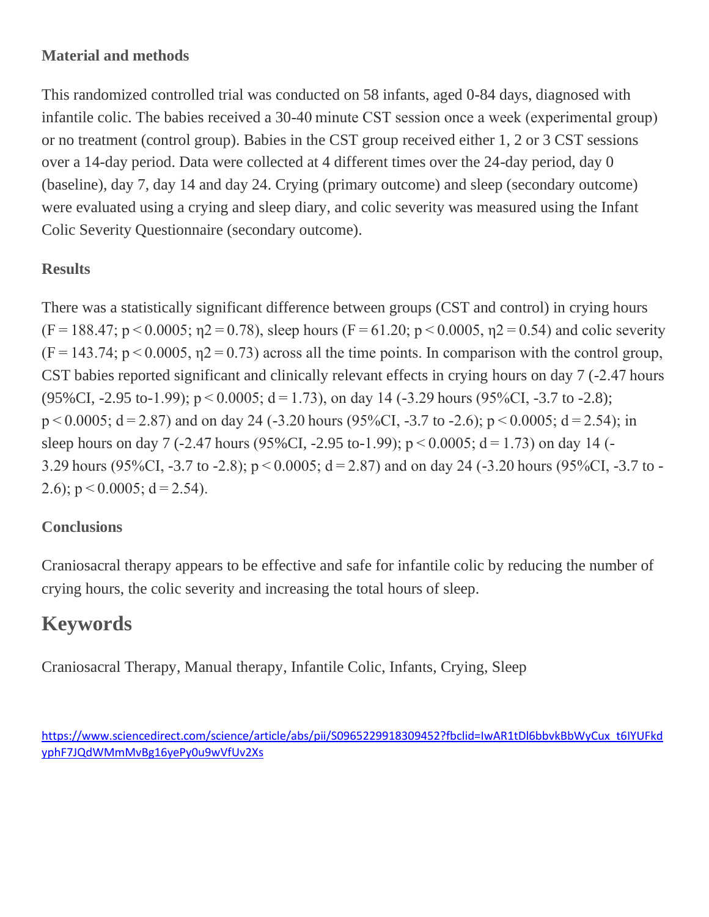### Material and methods

This randomized controlled trial was conducted on 58 infants, aged 0-84 days, diagnosed with infantile colic. The babies received a 30-40 minute CST session once a week (experimental group) or no treatment (control group). Babies in the CST group received either 1, 2 or 3 CST sessions over a 14-day period. Data were collected at 4 different times over the 24-day period, day 0 (baseline), day 7, day 14 and day 24. Crying (primary outcome) and sleep (secondary outcome) were evaluated using a crying and sleep diary, and colic severity was measured using the Infant Colic Severity Questionnaire (secondary outcome).

### Results

There was a statistically significant difference between groups (CST and control) in crying hours ($F = 188.47$; $p < 0.0005$; $\eta 2 = 0.78$), sleep hours ($F = 61.20$; $p < 0.0005$, $\eta 2 = 0.54$) and colic severity ($F = 143.74$; $p < 0.0005$, $\eta 2 = 0.73$) across all the time points. In comparison with the control group, CST babies reported significant and clinically relevant effects in crying hours on day 7 (-2.47 hours (95%CI, -2.95 to-1.99); $p < 0.0005$; $d = 1.73$), on day 14 (-3.29 hours (95%CI, -3.7 to -2.8); $p < 0.0005$; $d = 2.87$) and on day 24 (-3.20 hours (95%CI, -3.7 to -2.6); $p < 0.0005$; $d = 2.54$); in sleep hours on day 7 (-2.47 hours (95%CI, -2.95 to-1.99); $p < 0.0005$; $d = 1.73$) on day 14 (-3.29 hours (95%CI, -3.7 to -2.8); $p < 0.0005$; $d = 2.87$) and on day 24 (-3.20 hours (95%CI, -3.7 to -2.6); $p < 0.0005$; $d = 2.54$).

### Conclusions

Craniosacral therapy appears to be effective and safe for infantile colic by reducing the number of crying hours, the colic severity and increasing the total hours of sleep.

## Keywords

Craniosacral Therapy, Manual therapy, Infantile Colic, Infants, Crying, Sleep

https://www.sciencedirect.com/science/article/abs/pii/S0965229918309452?fbclid=IwAR1tDl6bbvkBbWyCux_t6IYUFkdyphF7JQdWMmMvBg16yePy0u9wVfUv2Xs